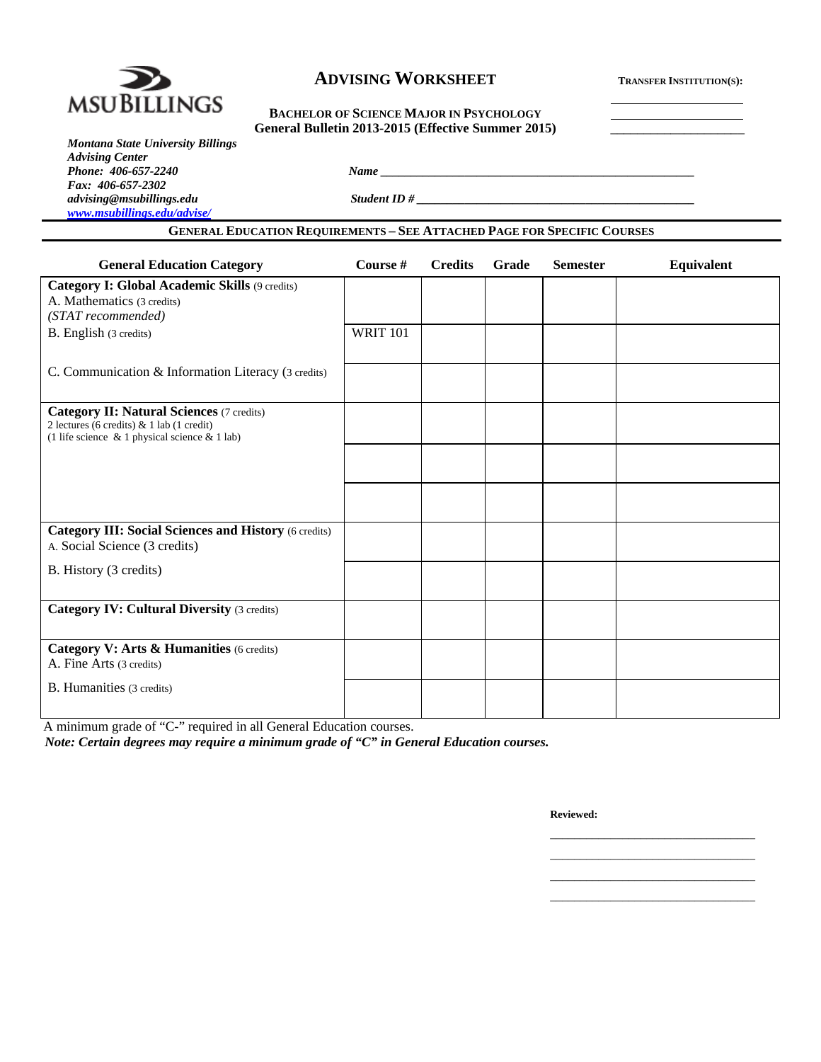MSU BILLINGS

# ADVISING WORKSHEET

**TRANSFER INSTITUTION(S):**

\_\_\_\_\_\_\_\_\_\_\_\_\_\_\_\_\_\_\_\_

\_\_\_\_\_\_\_\_\_\_\_\_\_\_\_\_\_\_\_\_

\_\_\_\_\_\_\_\_\_\_\_\_\_\_\_\_\_\_\_\_

**BACHELOR OF SCIENCE MAJOR IN PSYCHOLOGY**
**General Bulletin 2013-2015 (Effective Summer 2015)**

***Montana State University Billings***
***Advising Center***
***Phone: 406-657-2240***
***Fax: 406-657-2302***
***advising@msubillings.edu***
***www.msubillings.edu/advise/***

***Name*** \_\_\_\_\_\_\_\_\_\_\_\_\_\_\_\_\_\_\_\_\_\_\_\_\_\_\_\_\_\_\_\_\_\_\_\_\_\_\_\_\_\_\_\_\_\_\_\_

***Student ID #*** \_\_\_\_\_\_\_\_\_\_\_\_\_\_\_\_\_\_\_\_\_\_\_\_\_\_\_\_\_\_\_\_\_\_\_\_\_\_\_\_\_\_

## GENERAL EDUCATION REQUIREMENTS – SEE ATTACHED PAGE FOR SPECIFIC COURSES

| General Education Category | Course # | Credits | Grade | Semester | Equivalent |
|---|---|---|---|---|---|
| **Category I: Global Academic Skills** (9 credits)<br>A. Mathematics (3 credits)<br>*(STAT recommended)* | | | | | |
| B. English (3 credits) | WRIT 101 | | | | |
| C. Communication & Information Literacy (3 credits) | | | | | |
| **Category II: Natural Sciences** (7 credits)<br>2 lectures (6 credits) & 1 lab (1 credit)<br>(1 life science & 1 physical science & 1 lab) | | | | | |
| | | | | | |
| | | | | | |
| **Category III: Social Sciences and History** (6 credits)<br>A. Social Science (3 credits) | | | | | |
| B. History (3 credits) | | | | | |
| **Category IV: Cultural Diversity** (3 credits) | | | | | |
| **Category V: Arts & Humanities** (6 credits)<br>A. Fine Arts (3 credits) | | | | | |
| B. Humanities (3 credits) | | | | | |

A minimum grade of "C-" required in all General Education courses.

***Note: Certain degrees may require a minimum grade of "C" in General Education courses.***

**Reviewed:**

\_\_\_\_\_\_\_\_\_\_\_\_\_\_\_\_\_\_\_\_\_\_\_\_\_\_\_\_\_\_\_\_\_\_

\_\_\_\_\_\_\_\_\_\_\_\_\_\_\_\_\_\_\_\_\_\_\_\_\_\_\_\_\_\_\_\_\_\_

\_\_\_\_\_\_\_\_\_\_\_\_\_\_\_\_\_\_\_\_\_\_\_\_\_\_\_\_\_\_\_\_\_\_

\_\_\_\_\_\_\_\_\_\_\_\_\_\_\_\_\_\_\_\_\_\_\_\_\_\_\_\_\_\_\_\_\_\_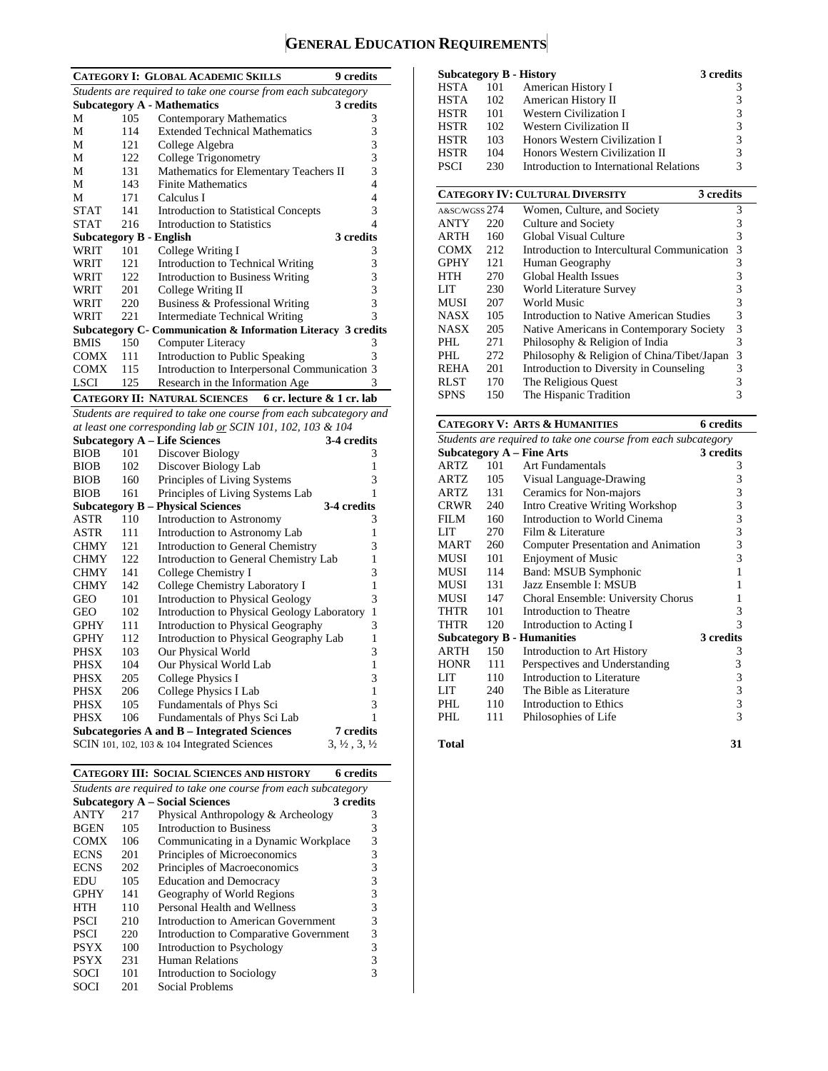# General Education Requirements

| **Category I: Global Academic Skills** | | | **9 credits** |
|---|---|---|---|
| *Students are required to take one course from each subcategory* | | | |
| **Subcategory A - Mathematics** | | | **3 credits** |
| M | 105 | Contemporary Mathematics | 3 |
| M | 114 | Extended Technical Mathematics | 3 |
| M | 121 | College Algebra | 3 |
| M | 122 | College Trigonometry | 3 |
| M | 131 | Mathematics for Elementary Teachers II | 3 |
| M | 143 | Finite Mathematics | 4 |
| M | 171 | Calculus I | 4 |
| STAT | 141 | Introduction to Statistical Concepts | 3 |
| STAT | 216 | Introduction to Statistics | 4 |
| **Subcategory B - English** | | | **3 credits** |
| WRIT | 101 | College Writing I | 3 |
| WRIT | 121 | Introduction to Technical Writing | 3 |
| WRIT | 122 | Introduction to Business Writing | 3 |
| WRIT | 201 | College Writing II | 3 |
| WRIT | 220 | Business & Professional Writing | 3 |
| WRIT | 221 | Intermediate Technical Writing | 3 |
| **Subcategory C- Communication & Information Literacy** | | | **3 credits** |
| BMIS | 150 | Computer Literacy | 3 |
| COMX | 111 | Introduction to Public Speaking | 3 |
| COMX | 115 | Introduction to Interpersonal Communication | 3 |
| LSCI | 125 | Research in the Information Age | 3 |

| **Category II: Natural Sciences** | | | **6 cr. lecture & 1 cr. lab** |
|---|---|---|---|
| *Students are required to take one course from each subcategory and at least one corresponding lab* ***or*** *SCIN 101, 102, 103 & 104* | | | |
| **Subcategory A – Life Sciences** | | | **3-4 credits** |
| BIOB | 101 | Discover Biology | 3 |
| BIOB | 102 | Discover Biology Lab | 1 |
| BIOB | 160 | Principles of Living Systems | 3 |
| BIOB | 161 | Principles of Living Systems Lab | 1 |
| **Subcategory B – Physical Sciences** | | | **3-4 credits** |
| ASTR | 110 | Introduction to Astronomy | 3 |
| ASTR | 111 | Introduction to Astronomy Lab | 1 |
| CHMY | 121 | Introduction to General Chemistry | 3 |
| CHMY | 122 | Introduction to General Chemistry Lab | 1 |
| CHMY | 141 | College Chemistry I | 3 |
| CHMY | 142 | College Chemistry Laboratory I | 1 |
| GEO | 101 | Introduction to Physical Geology | 3 |
| GEO | 102 | Introduction to Physical Geology Laboratory | 1 |
| GPHY | 111 | Introduction to Physical Geography | 3 |
| GPHY | 112 | Introduction to Physical Geography Lab | 1 |
| PHSX | 103 | Our Physical World | 3 |
| PHSX | 104 | Our Physical World Lab | 1 |
| PHSX | 205 | College Physics I | 3 |
| PHSX | 206 | College Physics I Lab | 1 |
| PHSX | 105 | Fundamentals of Phys Sci | 3 |
| PHSX | 106 | Fundamentals of Phys Sci Lab | 1 |
| **Subcategories A and B – Integrated Sciences** | | | **7 credits** |
| SCIN 101, 102, 103 & 104 Integrated Sciences | | | 3, ½ , 3, ½ |

| **Category III: Social Sciences and History** | | | **6 credits** |
|---|---|---|---|
| *Students are required to take one course from each subcategory* | | | |
| **Subcategory A – Social Sciences** | | | **3 credits** |
| ANTY | 217 | Physical Anthropology & Archeology | 3 |
| BGEN | 105 | Introduction to Business | 3 |
| COMX | 106 | Communicating in a Dynamic Workplace | 3 |
| ECNS | 201 | Principles of Microeconomics | 3 |
| ECNS | 202 | Principles of Macroeconomics | 3 |
| EDU | 105 | Education and Democracy | 3 |
| GPHY | 141 | Geography of World Regions | 3 |
| HTH | 110 | Personal Health and Wellness | 3 |
| PSCI | 210 | Introduction to American Government | 3 |
| PSCI | 220 | Introduction to Comparative Government | 3 |
| PSYX | 100 | Introduction to Psychology | 3 |
| PSYX | 231 | Human Relations | 3 |
| SOCI | 101 | Introduction to Sociology | 3 |
| SOCI | 201 | Social Problems | |
| **Subcategory B - History** | | | **3 credits** |
| HSTA | 101 | American History I | 3 |
| HSTA | 102 | American History II | 3 |
| HSTR | 101 | Western Civilization I | 3 |
| HSTR | 102 | Western Civilization II | 3 |
| HSTR | 103 | Honors Western Civilization I | 3 |
| HSTR | 104 | Honors Western Civilization II | 3 |
| PSCI | 230 | Introduction to International Relations | 3 |

| **Category IV: Cultural Diversity** | | | **3 credits** |
|---|---|---|---|
| A&SC/WGSS | 274 | Women, Culture, and Society | 3 |
| ANTY | 220 | Culture and Society | 3 |
| ARTH | 160 | Global Visual Culture | 3 |
| COMX | 212 | Introduction to Intercultural Communication | 3 |
| GPHY | 121 | Human Geography | 3 |
| HTH | 270 | Global Health Issues | 3 |
| LIT | 230 | World Literature Survey | 3 |
| MUSI | 207 | World Music | 3 |
| NASX | 105 | Introduction to Native American Studies | 3 |
| NASX | 205 | Native Americans in Contemporary Society | 3 |
| PHL | 271 | Philosophy & Religion of India | 3 |
| PHL | 272 | Philosophy & Religion of China/Tibet/Japan | 3 |
| REHA | 201 | Introduction to Diversity in Counseling | 3 |
| RLST | 170 | The Religious Quest | 3 |
| SPNS | 150 | The Hispanic Tradition | 3 |

| **Category V: Arts & Humanities** | | | **6 credits** |
|---|---|---|---|
| *Students are required to take one course from each subcategory* | | | |
| **Subcategory A – Fine Arts** | | | **3 credits** |
| ARTZ | 101 | Art Fundamentals | 3 |
| ARTZ | 105 | Visual Language-Drawing | 3 |
| ARTZ | 131 | Ceramics for Non-majors | 3 |
| CRWR | 240 | Intro Creative Writing Workshop | 3 |
| FILM | 160 | Introduction to World Cinema | 3 |
| LIT | 270 | Film & Literature | 3 |
| MART | 260 | Computer Presentation and Animation | 3 |
| MUSI | 101 | Enjoyment of Music | 3 |
| MUSI | 114 | Band: MSUB Symphonic | 1 |
| MUSI | 131 | Jazz Ensemble I: MSUB | 1 |
| MUSI | 147 | Choral Ensemble: University Chorus | 1 |
| THTR | 101 | Introduction to Theatre | 3 |
| THTR | 120 | Introduction to Acting I | 3 |
| **Subcategory B - Humanities** | | | **3 credits** |
| ARTH | 150 | Introduction to Art History | 3 |
| HONR | 111 | Perspectives and Understanding | 3 |
| LIT | 110 | Introduction to Literature | 3 |
| LIT | 240 | The Bible as Literature | 3 |
| PHL | 110 | Introduction to Ethics | 3 |
| PHL | 111 | Philosophies of Life | 3 |

**Total** **31**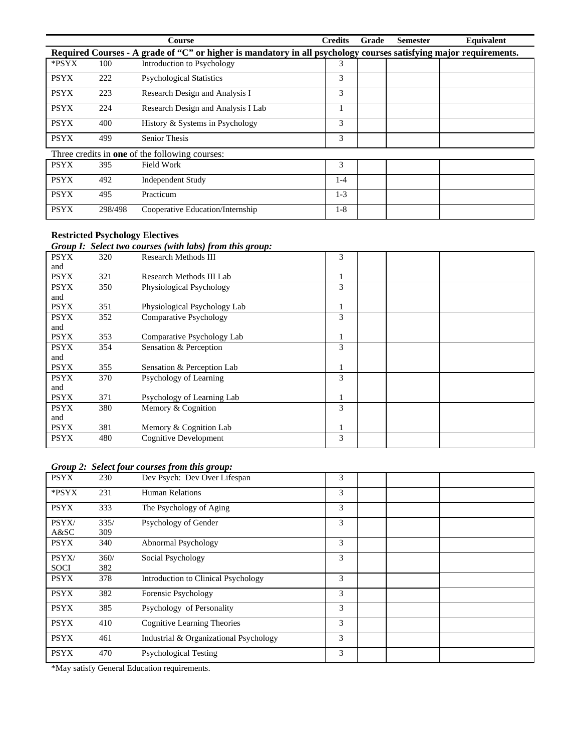| Course | | | Credits | Grade | Semester | Equivalent |
|---|---|---|---|---|---|---|
| **Required Courses - A grade of "C" or higher is mandatory in all psychology courses satisfying major requirements.** | | | | | | |
| *PSYX | 100 | Introduction to Psychology | 3 | | | |
| PSYX | 222 | Psychological Statistics | 3 | | | |
| PSYX | 223 | Research Design and Analysis I | 3 | | | |
| PSYX | 224 | Research Design and Analysis I Lab | 1 | | | |
| PSYX | 400 | History & Systems in Psychology | 3 | | | |
| PSYX | 499 | Senior Thesis | 3 | | | |
| Three credits in **one** of the following courses: | | | | | | |
| PSYX | 395 | Field Work | 3 | | | |
| PSYX | 492 | Independent Study | 1-4 | | | |
| PSYX | 495 | Practicum | 1-3 | | | |
| PSYX | 298/498 | Cooperative Education/Internship | 1-8 | | | |

**Restricted Psychology Electives**

***Group I: Select two courses (with labs) from this group:***

| Course | | | Credits | Grade | Semester | Equivalent |
|---|---|---|---|---|---|---|
| PSYX and PSYX | 320 / 321 | Research Methods III / Research Methods III Lab | 3 / 1 | | | |
| PSYX and PSYX | 350 / 351 | Physiological Psychology / Physiological Psychology Lab | 3 / 1 | | | |
| PSYX and PSYX | 352 / 353 | Comparative Psychology / Comparative Psychology Lab | 3 / 1 | | | |
| PSYX and PSYX | 354 / 355 | Sensation & Perception / Sensation & Perception Lab | 3 / 1 | | | |
| PSYX and PSYX | 370 / 371 | Psychology of Learning / Psychology of Learning Lab | 3 / 1 | | | |
| PSYX and PSYX | 380 / 381 | Memory & Cognition / Memory & Cognition Lab | 3 / 1 | | | |
| PSYX | 480 | Cognitive Development | 3 | | | |

***Group 2: Select four courses from this group:***

| Course | | | Credits | Grade | Semester | Equivalent |
|---|---|---|---|---|---|---|
| PSYX | 230 | Dev Psych: Dev Over Lifespan | 3 | | | |
| *PSYX | 231 | Human Relations | 3 | | | |
| PSYX | 333 | The Psychology of Aging | 3 | | | |
| PSYX/ A&SC | 335/ 309 | Psychology of Gender | 3 | | | |
| PSYX | 340 | Abnormal Psychology | 3 | | | |
| PSYX/ SOCI | 360/ 382 | Social Psychology | 3 | | | |
| PSYX | 378 | Introduction to Clinical Psychology | 3 | | | |
| PSYX | 382 | Forensic Psychology | 3 | | | |
| PSYX | 385 | Psychology of Personality | 3 | | | |
| PSYX | 410 | Cognitive Learning Theories | 3 | | | |
| PSYX | 461 | Industrial & Organizational Psychology | 3 | | | |
| PSYX | 470 | Psychological Testing | 3 | | | |

*May satisfy General Education requirements.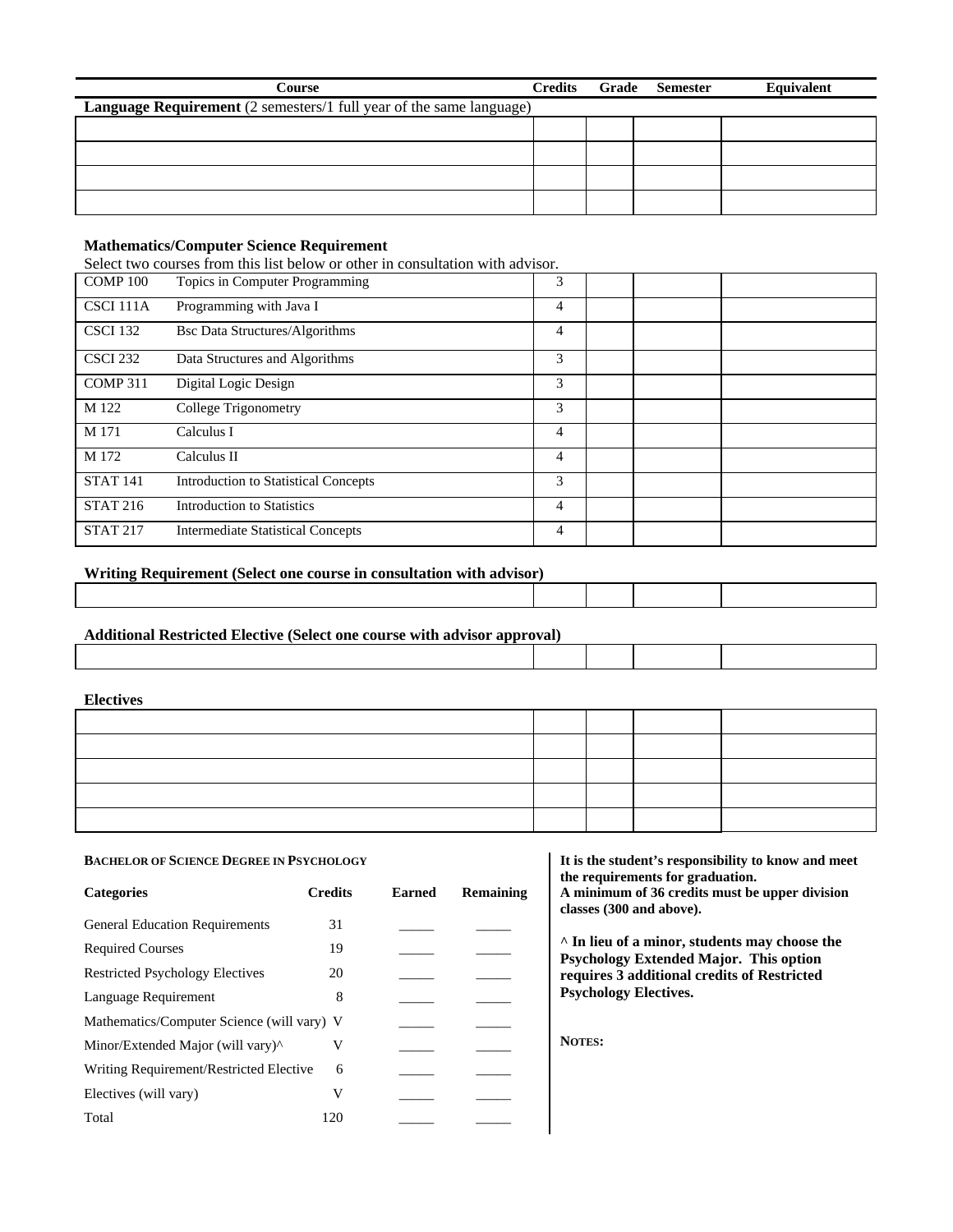| Course | Credits | Grade | Semester | Equivalent |
|---|---|---|---|---|
| **Language Requirement** (2 semesters/1 full year of the same language) | | | | |
| | | | | |
| | | | | |
| | | | | |
| | | | | |

**Mathematics/Computer Science Requirement**

Select two courses from this list below or other in consultation with advisor.

| | | Credits | Grade | Semester | Equivalent |
|---|---|---|---|---|---|
| COMP 100 | Topics in Computer Programming | 3 | | | |
| CSCI 111A | Programming with Java I | 4 | | | |
| CSCI 132 | Bsc Data Structures/Algorithms | 4 | | | |
| CSCI 232 | Data Structures and Algorithms | 3 | | | |
| COMP 311 | Digital Logic Design | 3 | | | |
| M 122 | College Trigonometry | 3 | | | |
| M 171 | Calculus I | 4 | | | |
| M 172 | Calculus II | 4 | | | |
| STAT 141 | Introduction to Statistical Concepts | 3 | | | |
| STAT 216 | Introduction to Statistics | 4 | | | |
| STAT 217 | Intermediate Statistical Concepts | 4 | | | |

**Writing Requirement (Select one course in consultation with advisor)**

| | | | | |
|---|---|---|---|---|
| | | | | |

**Additional Restricted Elective (Select one course with advisor approval)**

| | | | | |
|---|---|---|---|---|
| | | | | |

**Electives**

| | | | | |
|---|---|---|---|---|
| | | | | |
| | | | | |
| | | | | |
| | | | | |
| | | | | |

**BACHELOR OF SCIENCE DEGREE IN PSYCHOLOGY**

| Categories | Credits | Earned | Remaining |
|---|---|---|---|
| General Education Requirements | 31 | _____ | _____ |
| Required Courses | 19 | _____ | _____ |
| Restricted Psychology Electives | 20 | _____ | _____ |
| Language Requirement | 8 | _____ | _____ |
| Mathematics/Computer Science (will vary) | V | _____ | _____ |
| Minor/Extended Major (will vary)^ | V | _____ | _____ |
| Writing Requirement/Restricted Elective | 6 | _____ | _____ |
| Electives (will vary) | V | _____ | _____ |
| Total | 120 | _____ | _____ |

**It is the student's responsibility to know and meet the requirements for graduation.**
**A minimum of 36 credits must be upper division classes (300 and above).**

**^ In lieu of a minor, students may choose the Psychology Extended Major. This option requires 3 additional credits of Restricted Psychology Electives.**

**NOTES:**